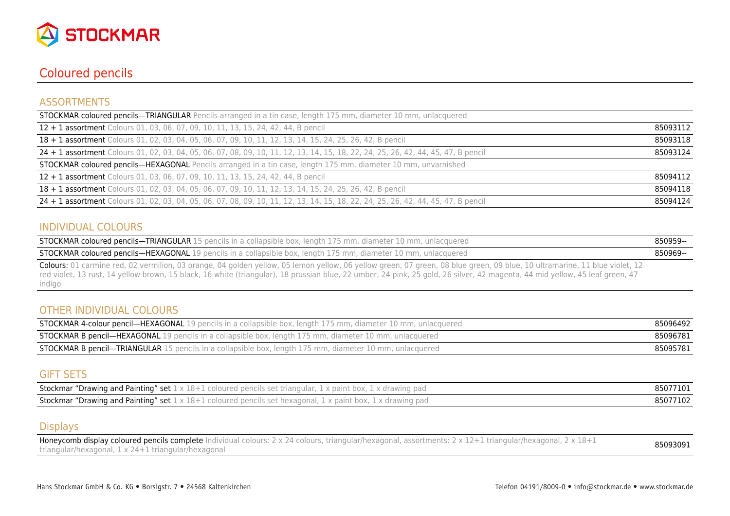STOCKMAR

# Coloured pencils

## ASSORTMENTS

| Product | Article no. |
|---|---|
| **STOCKMAR coloured pencils—TRIANGULAR** Pencils arranged in a tin case, length 175 mm, diameter 10 mm, unlacquered | |
| **12 + 1 assortment** Colours 01, 03, 06, 07, 09, 10, 11, 13, 15, 24, 42, 44, B pencil | 85093112 |
| **18 + 1 assortment** Colours 01, 02, 03, 04, 05, 06, 07, 09, 10, 11, 12, 13, 14, 15, 24, 25, 26, 42, B pencil | 85093118 |
| **24 + 1 assortment** Colours 01, 02, 03, 04, 05, 06, 07, 08, 09, 10, 11, 12, 13, 14, 15, 18, 22, 24, 25, 26, 42, 44, 45, 47, B pencil | 85093124 |
| **STOCKMAR coloured pencils—HEXAGONAL** Pencils arranged in a tin case, length 175 mm, diameter 10 mm, unvarnished | |
| **12 + 1 assortment** Colours 01, 03, 06, 07, 09, 10, 11, 13, 15, 24, 42, 44, B pencil | 85094112 |
| **18 + 1 assortment** Colours 01, 02, 03, 04, 05, 06, 07, 09, 10, 11, 12, 13, 14, 15, 24, 25, 26, 42, B pencil | 85094118 |
| **24 + 1 assortment** Colours 01, 02, 03, 04, 05, 06, 07, 08, 09, 10, 11, 12, 13, 14, 15, 18, 22, 24, 25, 26, 42, 44, 45, 47, B pencil | 85094124 |

## INDIVIDUAL COLOURS

| Product | Article no. |
|---|---|
| **STOCKMAR coloured pencils—TRIANGULAR** 15 pencils in a collapsible box, length 175 mm, diameter 10 mm, unlacquered | 850959-- |
| **STOCKMAR coloured pencils—HEXAGONAL** 19 pencils in a collapsible box, length 175 mm, diameter 10 mm, unlacquered | 850969-- |

**Colours:** 01 carmine red, 02 vermilion, 03 orange, 04 golden yellow, 05 lemon yellow, 06 yellow green, 07 green, 08 blue green, 09 blue, 10 ultramarine, 11 blue violet, 12 red violet, 13 rust, 14 yellow brown, 15 black, 16 white (triangular), 18 prussian blue, 22 umber, 24 pink, 25 gold, 26 silver, 42 magenta, 44 mid yellow, 45 leaf green, 47 indigo

## OTHER INDIVIDUAL COLOURS

| Product | Article no. |
|---|---|
| **STOCKMAR 4-colour pencil—HEXAGONAL** 19 pencils in a collapsible box, length 175 mm, diameter 10 mm, unlacquered | 85096492 |
| **STOCKMAR B pencil—HEXAGONAL** 19 pencils in a collapsible box, length 175 mm, diameter 10 mm, unlacquered | 85096781 |
| **STOCKMAR B pencil—TRIANGULAR** 15 pencils in a collapsible box, length 175 mm, diameter 10 mm, unlacquered | 85095781 |

## GIFT SETS

| Product | Article no. |
|---|---|
| **Stockmar "Drawing and Painting" set** 1 x 18+1 coloured pencils set triangular, 1 x paint box, 1 x drawing pad | 85077101 |
| **Stockmar "Drawing and Painting" set** 1 x 18+1 coloured pencils set hexagonal, 1 x paint box, 1 x drawing pad | 85077102 |

## Displays

| Product | Article no. |
|---|---|
| **Honeycomb display coloured pencils complete** Individual colours: 2 x 24 colours, triangular/hexagonal, assortments: 2 x 12+1 triangular/hexagonal, 2 x 18+1 triangular/hexagonal, 1 x 24+1 triangular/hexagonal | 85093091 |

Hans Stockmar GmbH & Co. KG • Borsigstr. 7 • 24568 Kaltenkirchen

Telefon 04191/8009-0 • info@stockmar.de • www.stockmar.de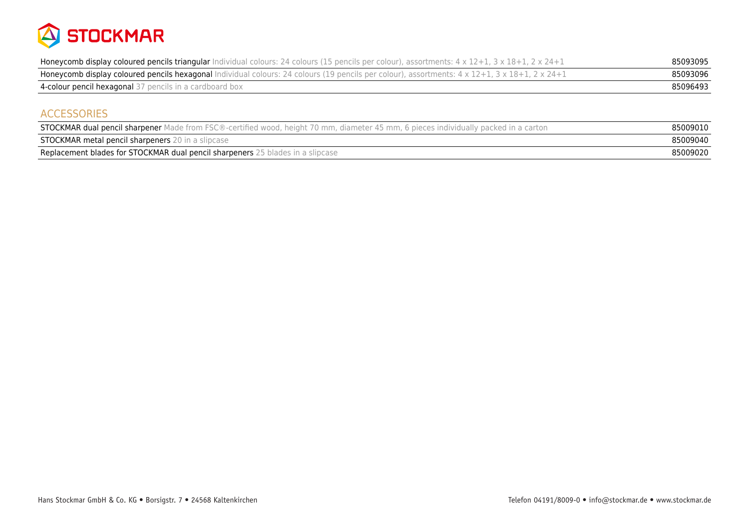| | |
|---|---|
| **Honeycomb display coloured pencils triangular** Individual colours: 24 colours (15 pencils per colour), assortments: 4 x 12+1, 3 x 18+1, 2 x 24+1 | 85093095 |
| **Honeycomb display coloured pencils hexagonal** Individual colours: 24 colours (19 pencils per colour), assortments: 4 x 12+1, 3 x 18+1, 2 x 24+1 | 85093096 |
| **4-colour pencil hexagonal** 37 pencils in a cardboard box | 85096493 |

## ACCESSORIES

| | |
|---|---|
| **STOCKMAR dual pencil sharpener** Made from FSC®-certified wood, height 70 mm, diameter 45 mm, 6 pieces individually packed in a carton | 85009010 |
| **STOCKMAR metal pencil sharpeners** 20 in a slipcase | 85009040 |
| **Replacement blades for STOCKMAR dual pencil sharpeners** 25 blades in a slipcase | 85009020 |

Hans Stockmar GmbH & Co. KG • Borsigstr. 7 • 24568 Kaltenkirchen

Telefon 04191/8009-0 • info@stockmar.de • www.stockmar.de